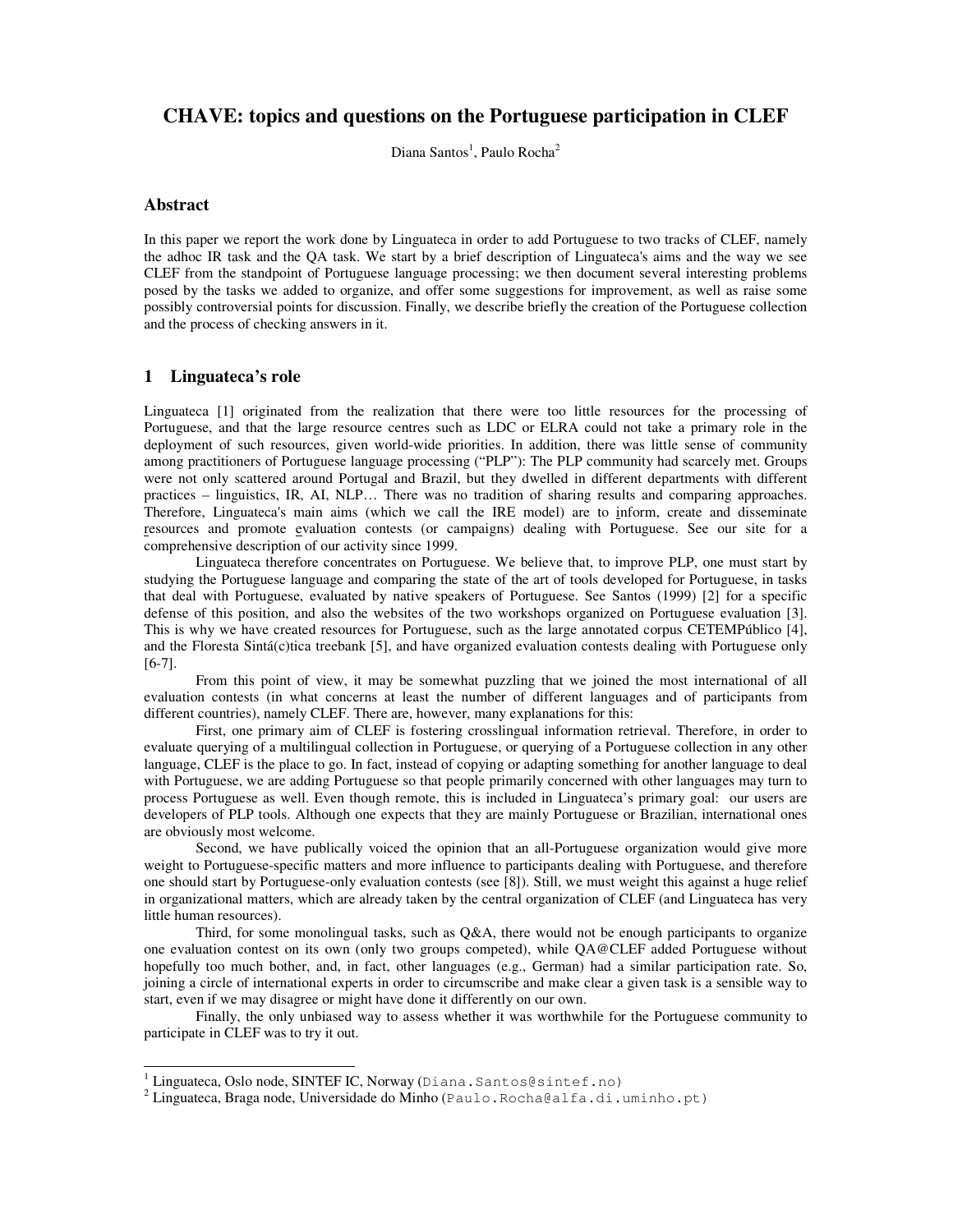# CHAVE: topics and questions on the Portuguese participation in CLEF

Diana Santos[1], Paulo Rocha[2]

## Abstract

In this paper we report the work done by Linguateca in order to add Portuguese to two tracks of CLEF, namely the adhoc IR task and the QA task. We start by a brief description of Linguateca's aims and the way we see CLEF from the standpoint of Portuguese language processing; we then document several interesting problems posed by the tasks we added to organize, and offer some suggestions for improvement, as well as raise some possibly controversial points for discussion. Finally, we describe briefly the creation of the Portuguese collection and the process of checking answers in it.

## 1 Linguateca's role

Linguateca [1] originated from the realization that there were too little resources for the processing of Portuguese, and that the large resource centres such as LDC or ELRA could not take a primary role in the deployment of such resources, given world-wide priorities. In addition, there was little sense of community among practitioners of Portuguese language processing ("PLP"): The PLP community had scarcely met. Groups were not only scattered around Portugal and Brazil, but they dwelled in different departments with different practices – linguistics, IR, AI, NLP… There was no tradition of sharing results and comparing approaches. Therefore, Linguateca's main aims (which we call the IRE model) are to inform, create and disseminate resources and promote evaluation contests (or campaigns) dealing with Portuguese. See our site for a comprehensive description of our activity since 1999.

Linguateca therefore concentrates on Portuguese. We believe that, to improve PLP, one must start by studying the Portuguese language and comparing the state of the art of tools developed for Portuguese, in tasks that deal with Portuguese, evaluated by native speakers of Portuguese. See Santos (1999) [2] for a specific defense of this position, and also the websites of the two workshops organized on Portuguese evaluation [3]. This is why we have created resources for Portuguese, such as the large annotated corpus CETEMPúblico [4], and the Floresta Sintá(c)tica treebank [5], and have organized evaluation contests dealing with Portuguese only [6-7].

From this point of view, it may be somewhat puzzling that we joined the most international of all evaluation contests (in what concerns at least the number of different languages and of participants from different countries), namely CLEF. There are, however, many explanations for this:

First, one primary aim of CLEF is fostering crosslingual information retrieval. Therefore, in order to evaluate querying of a multilingual collection in Portuguese, or querying of a Portuguese collection in any other language, CLEF is the place to go. In fact, instead of copying or adapting something for another language to deal with Portuguese, we are adding Portuguese so that people primarily concerned with other languages may turn to process Portuguese as well. Even though remote, this is included in Linguateca's primary goal: our users are developers of PLP tools. Although one expects that they are mainly Portuguese or Brazilian, international ones are obviously most welcome.

Second, we have publically voiced the opinion that an all-Portuguese organization would give more weight to Portuguese-specific matters and more influence to participants dealing with Portuguese, and therefore one should start by Portuguese-only evaluation contests (see [8]). Still, we must weight this against a huge relief in organizational matters, which are already taken by the central organization of CLEF (and Linguateca has very little human resources).

Third, for some monolingual tasks, such as Q&A, there would not be enough participants to organize one evaluation contest on its own (only two groups competed), while QA@CLEF added Portuguese without hopefully too much bother, and, in fact, other languages (e.g., German) had a similar participation rate. So, joining a circle of international experts in order to circumscribe and make clear a given task is a sensible way to start, even if we may disagree or might have done it differently on our own.

Finally, the only unbiased way to assess whether it was worthwhile for the Portuguese community to participate in CLEF was to try it out.

---

[1] Linguateca, Oslo node, SINTEF IC, Norway (Diana.Santos@sintef.no)

[2] Linguateca, Braga node, Universidade do Minho (Paulo.Rocha@alfa.di.uminho.pt)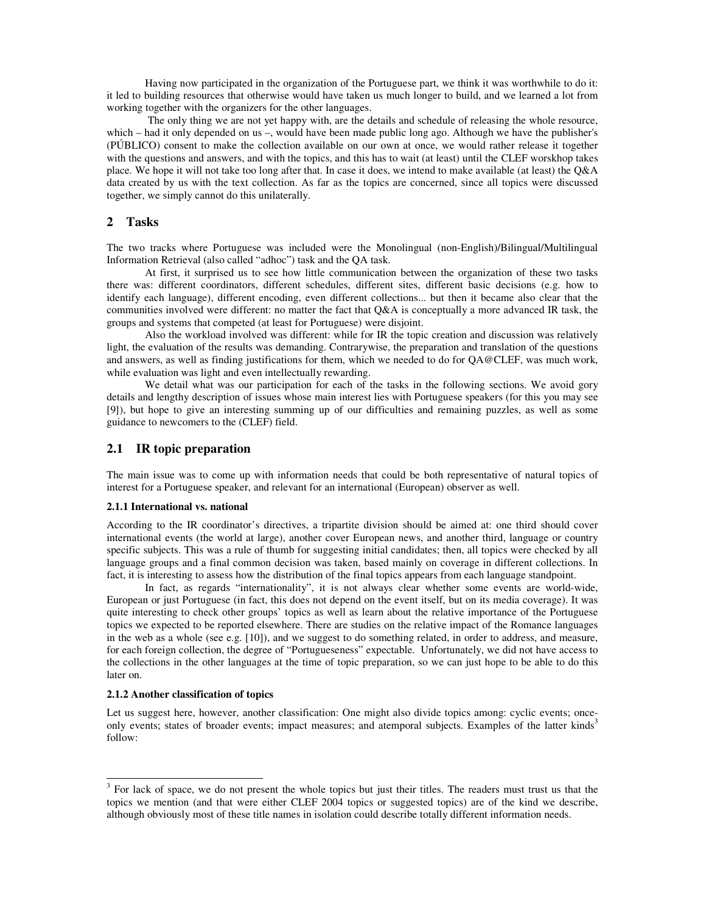Having now participated in the organization of the Portuguese part, we think it was worthwhile to do it: it led to building resources that otherwise would have taken us much longer to build, and we learned a lot from working together with the organizers for the other languages.

The only thing we are not yet happy with, are the details and schedule of releasing the whole resource, which – had it only depended on us –, would have been made public long ago. Although we have the publisher's (PÚBLICO) consent to make the collection available on our own at once, we would rather release it together with the questions and answers, and with the topics, and this has to wait (at least) until the CLEF worskhop takes place. We hope it will not take too long after that. In case it does, we intend to make available (at least) the Q&A data created by us with the text collection. As far as the topics are concerned, since all topics were discussed together, we simply cannot do this unilaterally.

## 2 Tasks

The two tracks where Portuguese was included were the Monolingual (non-English)/Bilingual/Multilingual Information Retrieval (also called "adhoc") task and the QA task.

At first, it surprised us to see how little communication between the organization of these two tasks there was: different coordinators, different schedules, different sites, different basic decisions (e.g. how to identify each language), different encoding, even different collections... but then it became also clear that the communities involved were different: no matter the fact that Q&A is conceptually a more advanced IR task, the groups and systems that competed (at least for Portuguese) were disjoint.

Also the workload involved was different: while for IR the topic creation and discussion was relatively light, the evaluation of the results was demanding. Contrarywise, the preparation and translation of the questions and answers, as well as finding justifications for them, which we needed to do for QA@CLEF, was much work, while evaluation was light and even intellectually rewarding.

We detail what was our participation for each of the tasks in the following sections. We avoid gory details and lengthy description of issues whose main interest lies with Portuguese speakers (for this you may see [9]), but hope to give an interesting summing up of our difficulties and remaining puzzles, as well as some guidance to newcomers to the (CLEF) field.

### 2.1 IR topic preparation

The main issue was to come up with information needs that could be both representative of natural topics of interest for a Portuguese speaker, and relevant for an international (European) observer as well.

#### 2.1.1 International vs. national

According to the IR coordinator's directives, a tripartite division should be aimed at: one third should cover international events (the world at large), another cover European news, and another third, language or country specific subjects. This was a rule of thumb for suggesting initial candidates; then, all topics were checked by all language groups and a final common decision was taken, based mainly on coverage in different collections. In fact, it is interesting to assess how the distribution of the final topics appears from each language standpoint.

In fact, as regards "internationality", it is not always clear whether some events are world-wide, European or just Portuguese (in fact, this does not depend on the event itself, but on its media coverage). It was quite interesting to check other groups' topics as well as learn about the relative importance of the Portuguese topics we expected to be reported elsewhere. There are studies on the relative impact of the Romance languages in the web as a whole (see e.g. [10]), and we suggest to do something related, in order to address, and measure, for each foreign collection, the degree of "Portugueseness" expectable. Unfortunately, we did not have access to the collections in the other languages at the time of topic preparation, so we can just hope to be able to do this later on.

#### 2.1.2 Another classification of topics

Let us suggest here, however, another classification: One might also divide topics among: cyclic events; once-only events; states of broader events; impact measures; and atemporal subjects. Examples of the latter kinds[3] follow:

[3] For lack of space, we do not present the whole topics but just their titles. The readers must trust us that the topics we mention (and that were either CLEF 2004 topics or suggested topics) are of the kind we describe, although obviously most of these title names in isolation could describe totally different information needs.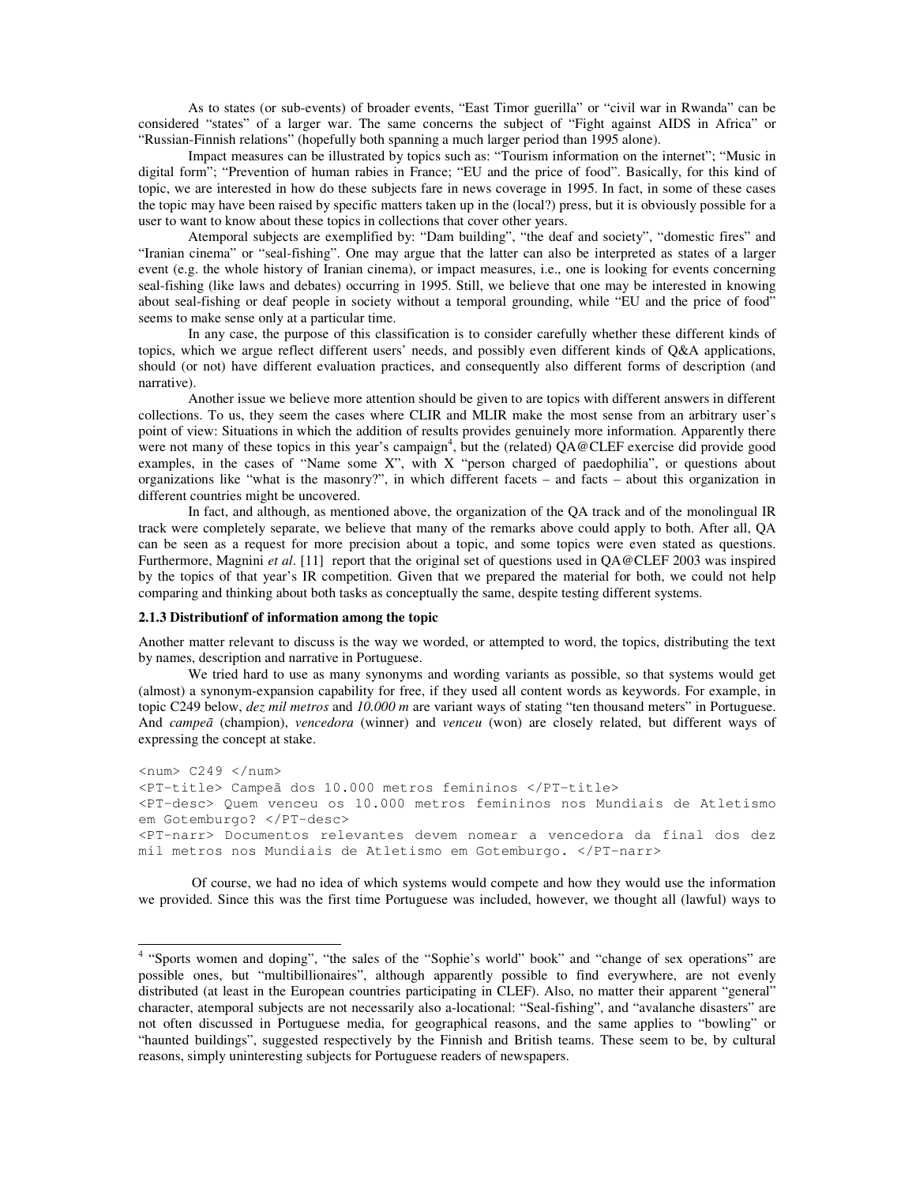As to states (or sub-events) of broader events, "East Timor guerilla" or "civil war in Rwanda" can be considered "states" of a larger war. The same concerns the subject of "Fight against AIDS in Africa" or "Russian-Finnish relations" (hopefully both spanning a much larger period than 1995 alone).

Impact measures can be illustrated by topics such as: "Tourism information on the internet"; "Music in digital form"; "Prevention of human rabies in France; "EU and the price of food". Basically, for this kind of topic, we are interested in how do these subjects fare in news coverage in 1995. In fact, in some of these cases the topic may have been raised by specific matters taken up in the (local?) press, but it is obviously possible for a user to want to know about these topics in collections that cover other years.

Atemporal subjects are exemplified by: "Dam building", "the deaf and society", "domestic fires" and "Iranian cinema" or "seal-fishing". One may argue that the latter can also be interpreted as states of a larger event (e.g. the whole history of Iranian cinema), or impact measures, i.e., one is looking for events concerning seal-fishing (like laws and debates) occurring in 1995. Still, we believe that one may be interested in knowing about seal-fishing or deaf people in society without a temporal grounding, while "EU and the price of food" seems to make sense only at a particular time.

In any case, the purpose of this classification is to consider carefully whether these different kinds of topics, which we argue reflect different users' needs, and possibly even different kinds of Q&A applications, should (or not) have different evaluation practices, and consequently also different forms of description (and narrative).

Another issue we believe more attention should be given to are topics with different answers in different collections. To us, they seem the cases where CLIR and MLIR make the most sense from an arbitrary user's point of view: Situations in which the addition of results provides genuinely more information. Apparently there were not many of these topics in this year's campaign[4], but the (related) QA@CLEF exercise did provide good examples, in the cases of "Name some X", with X "person charged of paedophilia", or questions about organizations like "what is the masonry?", in which different facets – and facts – about this organization in different countries might be uncovered.

In fact, and although, as mentioned above, the organization of the QA track and of the monolingual IR track were completely separate, we believe that many of the remarks above could apply to both. After all, QA can be seen as a request for more precision about a topic, and some topics were even stated as questions. Furthermore, Magnini *et al*. [11] report that the original set of questions used in QA@CLEF 2003 was inspired by the topics of that year's IR competition. Given that we prepared the material for both, we could not help comparing and thinking about both tasks as conceptually the same, despite testing different systems.

### 2.1.3 Distributionf of information among the topic

Another matter relevant to discuss is the way we worded, or attempted to word, the topics, distributing the text by names, description and narrative in Portuguese.

We tried hard to use as many synonyms and wording variants as possible, so that systems would get (almost) a synonym-expansion capability for free, if they used all content words as keywords. For example, in topic C249 below, *dez mil metros* and *10.000 m* are variant ways of stating "ten thousand meters" in Portuguese. And *campeã* (champion), *vencedora* (winner) and *venceu* (won) are closely related, but different ways of expressing the concept at stake.

```
<num> C249 </num>
<PT-title> Campeã dos 10.000 metros femininos </PT-title>
<PT-desc> Quem venceu os 10.000 metros femininos nos Mundiais de Atletismo em Gotemburgo? </PT-desc>
<PT-narr> Documentos relevantes devem nomear a vencedora da final dos dez mil metros nos Mundiais de Atletismo em Gotemburgo. </PT-narr>
```

Of course, we had no idea of which systems would compete and how they would use the information we provided. Since this was the first time Portuguese was included, however, we thought all (lawful) ways to

[4] "Sports women and doping", "the sales of the "Sophie's world" book" and "change of sex operations" are possible ones, but "multibillionaires", although apparently possible to find everywhere, are not evenly distributed (at least in the European countries participating in CLEF). Also, no matter their apparent "general" character, atemporal subjects are not necessarily also a-locational: "Seal-fishing", and "avalanche disasters" are not often discussed in Portuguese media, for geographical reasons, and the same applies to "bowling" or "haunted buildings", suggested respectively by the Finnish and British teams. These seem to be, by cultural reasons, simply uninteresting subjects for Portuguese readers of newspapers.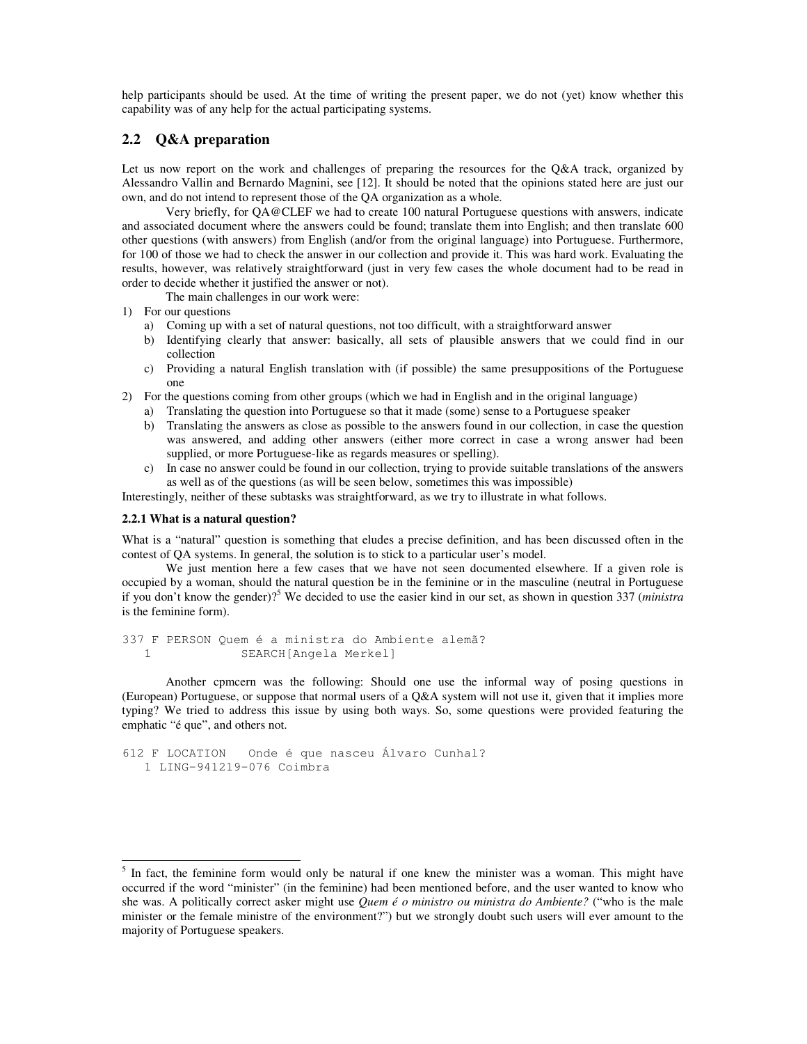help participants should be used. At the time of writing the present paper, we do not (yet) know whether this capability was of any help for the actual participating systems.

## 2.2 Q&A preparation

Let us now report on the work and challenges of preparing the resources for the Q&A track, organized by Alessandro Vallin and Bernardo Magnini, see [12]. It should be noted that the opinions stated here are just our own, and do not intend to represent those of the QA organization as a whole.

Very briefly, for QA@CLEF we had to create 100 natural Portuguese questions with answers, indicate and associated document where the answers could be found; translate them into English; and then translate 600 other questions (with answers) from English (and/or from the original language) into Portuguese. Furthermore, for 100 of those we had to check the answer in our collection and provide it. This was hard work. Evaluating the results, however, was relatively straightforward (just in very few cases the whole document had to be read in order to decide whether it justified the answer or not).

The main challenges in our work were:

1) For our questions
   a) Coming up with a set of natural questions, not too difficult, with a straightforward answer
   b) Identifying clearly that answer: basically, all sets of plausible answers that we could find in our collection
   c) Providing a natural English translation with (if possible) the same presuppositions of the Portuguese one
2) For the questions coming from other groups (which we had in English and in the original language)
   a) Translating the question into Portuguese so that it made (some) sense to a Portuguese speaker
   b) Translating the answers as close as possible to the answers found in our collection, in case the question was answered, and adding other answers (either more correct in case a wrong answer had been supplied, or more Portuguese-like as regards measures or spelling).
   c) In case no answer could be found in our collection, trying to provide suitable translations of the answers as well as of the questions (as will be seen below, sometimes this was impossible)

Interestingly, neither of these subtasks was straightforward, as we try to illustrate in what follows.

### 2.2.1 What is a natural question?

What is a "natural" question is something that eludes a precise definition, and has been discussed often in the contest of QA systems. In general, the solution is to stick to a particular user's model.

We just mention here a few cases that we have not seen documented elsewhere. If a given role is occupied by a woman, should the natural question be in the feminine or in the masculine (neutral in Portuguese if you don't know the gender)?[5] We decided to use the easier kind in our set, as shown in question 337 (*ministra* is the feminine form).

```
337 F PERSON Quem é a ministra do Ambiente alemã?
   1            SEARCH[Angela Merkel]
```

Another cpmcern was the following: Should one use the informal way of posing questions in (European) Portuguese, or suppose that normal users of a Q&A system will not use it, given that it implies more typing? We tried to address this issue by using both ways. So, some questions were provided featuring the emphatic "é que", and others not.

```
612 F LOCATION   Onde é que nasceu Álvaro Cunhal?
   1 LING-941219-076 Coimbra
```

---

[5] In fact, the feminine form would only be natural if one knew the minister was a woman. This might have occurred if the word "minister" (in the feminine) had been mentioned before, and the user wanted to know who she was. A politically correct asker might use *Quem é o ministro ou ministra do Ambiente?* ("who is the male minister or the female ministre of the environment?") but we strongly doubt such users will ever amount to the majority of Portuguese speakers.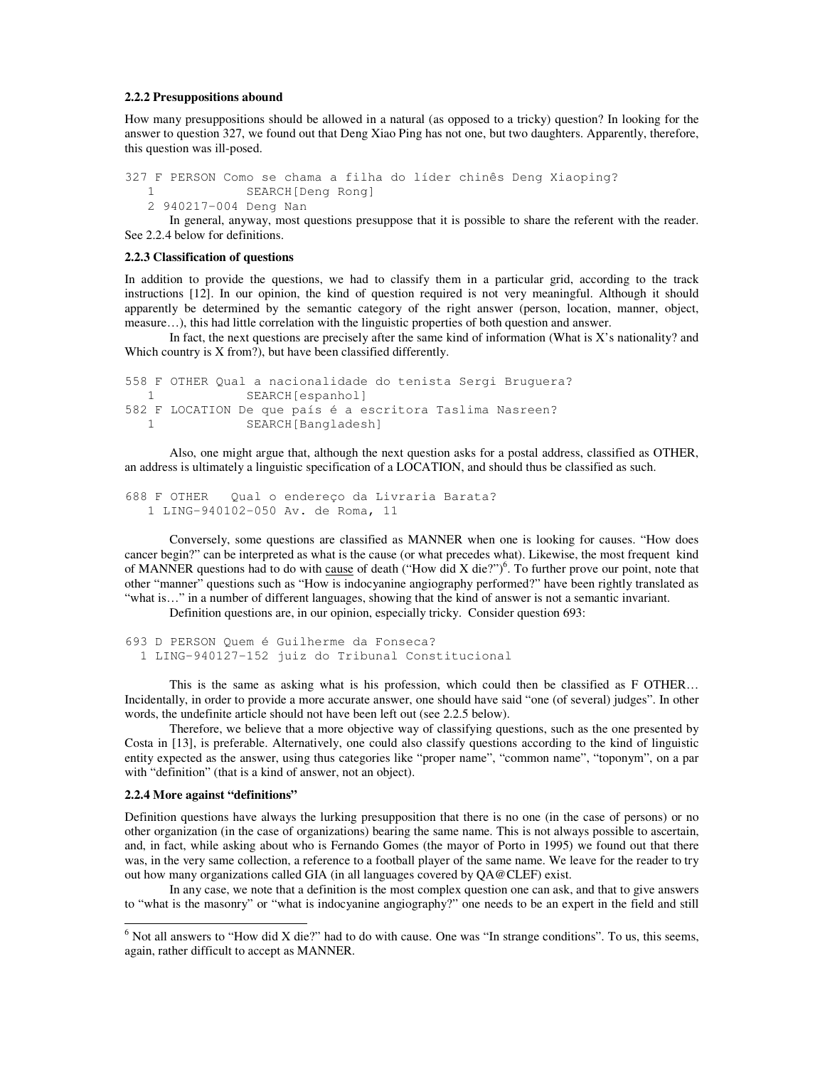### 2.2.2 Presuppositions abound

How many presuppositions should be allowed in a natural (as opposed to a tricky) question? In looking for the answer to question 327, we found out that Deng Xiao Ping has not one, but two daughters. Apparently, therefore, this question was ill-posed.

```
327 F PERSON Como se chama a filha do líder chinês Deng Xiaoping?
   1            SEARCH[Deng Rong]
   2 940217-004 Deng Nan
```

In general, anyway, most questions presuppose that it is possible to share the referent with the reader. See 2.2.4 below for definitions.

### 2.2.3 Classification of questions

In addition to provide the questions, we had to classify them in a particular grid, according to the track instructions [12]. In our opinion, the kind of question required is not very meaningful. Although it should apparently be determined by the semantic category of the right answer (person, location, manner, object, measure…), this had little correlation with the linguistic properties of both question and answer.

In fact, the next questions are precisely after the same kind of information (What is X's nationality? and Which country is X from?), but have been classified differently.

```
558 F OTHER Qual a nacionalidade do tenista Sergi Bruguera?
   1            SEARCH[espanhol]
582 F LOCATION De que país é a escritora Taslima Nasreen?
   1            SEARCH[Bangladesh]
```

Also, one might argue that, although the next question asks for a postal address, classified as OTHER, an address is ultimately a linguistic specification of a LOCATION, and should thus be classified as such.

```
688 F OTHER   Qual o endereço da Livraria Barata?
   1 LING-940102-050 Av. de Roma, 11
```

Conversely, some questions are classified as MANNER when one is looking for causes. "How does cancer begin?" can be interpreted as what is the cause (or what precedes what). Likewise, the most frequent kind of MANNER questions had to do with cause of death ("How did X die?")[6]. To further prove our point, note that other "manner" questions such as "How is indocyanine angiography performed?" have been rightly translated as "what is…" in a number of different languages, showing that the kind of answer is not a semantic invariant.

Definition questions are, in our opinion, especially tricky. Consider question 693:

```
693 D PERSON Quem é Guilherme da Fonseca?
  1 LING-940127-152 juiz do Tribunal Constitucional
```

This is the same as asking what is his profession, which could then be classified as F OTHER… Incidentally, in order to provide a more accurate answer, one should have said "one (of several) judges". In other words, the undefinite article should not have been left out (see 2.2.5 below).

Therefore, we believe that a more objective way of classifying questions, such as the one presented by Costa in [13], is preferable. Alternatively, one could also classify questions according to the kind of linguistic entity expected as the answer, using thus categories like "proper name", "common name", "toponym", on a par with "definition" (that is a kind of answer, not an object).

### 2.2.4 More against "definitions"

Definition questions have always the lurking presupposition that there is no one (in the case of persons) or no other organization (in the case of organizations) bearing the same name. This is not always possible to ascertain, and, in fact, while asking about who is Fernando Gomes (the mayor of Porto in 1995) we found out that there was, in the very same collection, a reference to a football player of the same name. We leave for the reader to try out how many organizations called GIA (in all languages covered by QA@CLEF) exist.

In any case, we note that a definition is the most complex question one can ask, and that to give answers to "what is the masonry" or "what is indocyanine angiography?" one needs to be an expert in the field and still

---

[6] Not all answers to "How did X die?" had to do with cause. One was "In strange conditions". To us, this seems, again, rather difficult to accept as MANNER.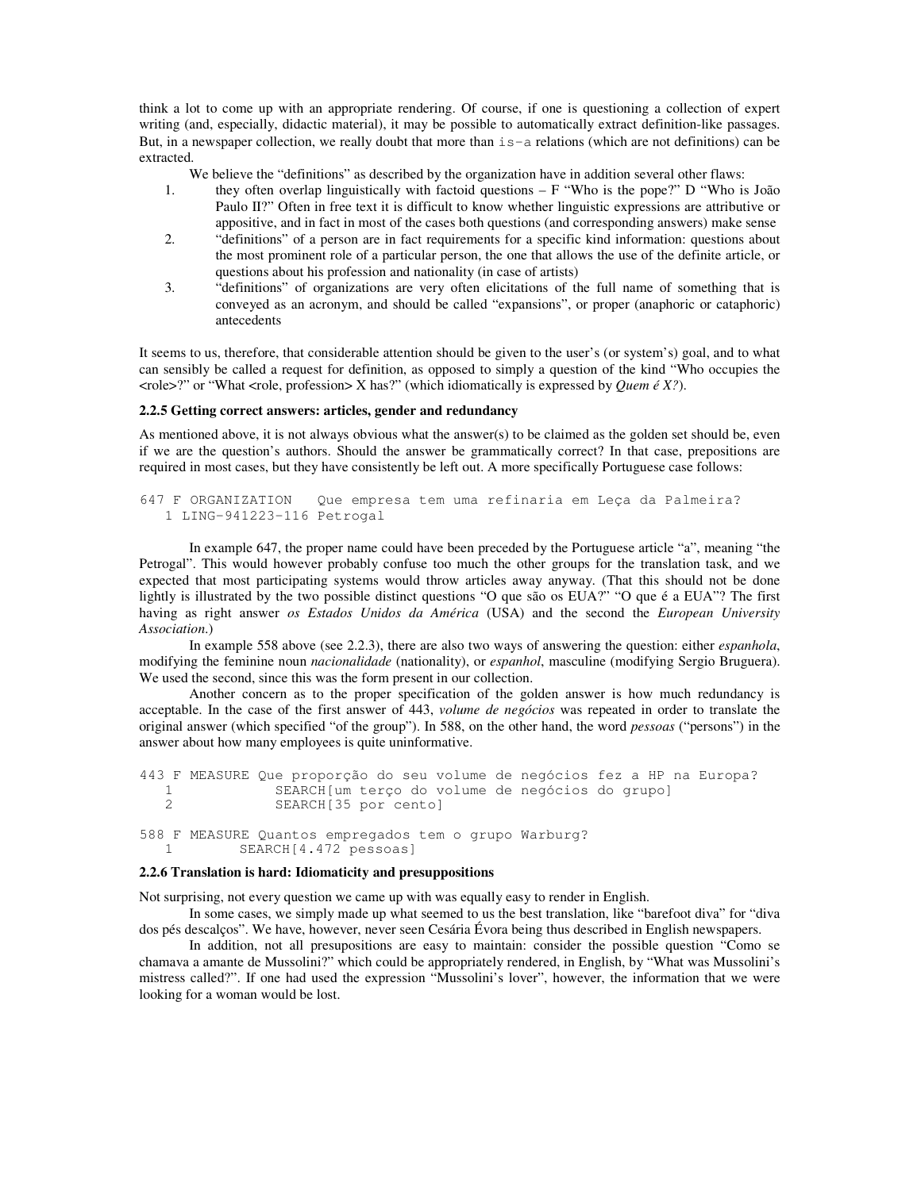think a lot to come up with an appropriate rendering. Of course, if one is questioning a collection of expert writing (and, especially, didactic material), it may be possible to automatically extract definition-like passages. But, in a newspaper collection, we really doubt that more than `is-a` relations (which are not definitions) can be extracted.

We believe the "definitions" as described by the organization have in addition several other flaws:

1. they often overlap linguistically with factoid questions – F "Who is the pope?" D "Who is João Paulo II?" Often in free text it is difficult to know whether linguistic expressions are attributive or appositive, and in fact in most of the cases both questions (and corresponding answers) make sense
2. "definitions" of a person are in fact requirements for a specific kind information: questions about the most prominent role of a particular person, the one that allows the use of the definite article, or questions about his profession and nationality (in case of artists)
3. "definitions" of organizations are very often elicitations of the full name of something that is conveyed as an acronym, and should be called "expansions", or proper (anaphoric or cataphoric) antecedents

It seems to us, therefore, that considerable attention should be given to the user's (or system's) goal, and to what can sensibly be called a request for definition, as opposed to simply a question of the kind "Who occupies the <role>?" or "What <role, profession> X has?" (which idiomatically is expressed by *Quem é X?*).

### 2.2.5 Getting correct answers: articles, gender and redundancy

As mentioned above, it is not always obvious what the answer(s) to be claimed as the golden set should be, even if we are the question's authors. Should the answer be grammatically correct? In that case, prepositions are required in most cases, but they have consistently be left out. A more specifically Portuguese case follows:

```
647 F ORGANIZATION   Que empresa tem uma refinaria em Leça da Palmeira?
   1 LING-941223-116 Petrogal
```

In example 647, the proper name could have been preceded by the Portuguese article "a", meaning "the Petrogal". This would however probably confuse too much the other groups for the translation task, and we expected that most participating systems would throw articles away anyway. (That this should not be done lightly is illustrated by the two possible distinct questions "O que são os EUA?" "O que é a EUA"? The first having as right answer *os Estados Unidos da América* (USA) and the second the *European University Association.*)

In example 558 above (see 2.2.3), there are also two ways of answering the question: either *espanhola*, modifying the feminine noun *nacionalidade* (nationality), or *espanhol*, masculine (modifying Sergio Bruguera). We used the second, since this was the form present in our collection.

Another concern as to the proper specification of the golden answer is how much redundancy is acceptable. In the case of the first answer of 443, *volume de negócios* was repeated in order to translate the original answer (which specified "of the group"). In 588, on the other hand, the word *pessoas* ("persons") in the answer about how many employees is quite uninformative.

```
443 F MEASURE Que proporção do seu volume de negócios fez a HP na Europa?
   1            SEARCH[um terço do volume de negócios do grupo]
   2            SEARCH[35 por cento]

588 F MEASURE Quantos empregados tem o grupo Warburg?
   1        SEARCH[4.472 pessoas]
```

### 2.2.6 Translation is hard: Idiomaticity and presuppositions

Not surprising, not every question we came up with was equally easy to render in English.

In some cases, we simply made up what seemed to us the best translation, like "barefoot diva" for "diva dos pés descalços". We have, however, never seen Cesária Évora being thus described in English newspapers.

In addition, not all presuppositions are easy to maintain: consider the possible question "Como se chamava a amante de Mussolini?" which could be appropriately rendered, in English, by "What was Mussolini's mistress called?". If one had used the expression "Mussolini's lover", however, the information that we were looking for a woman would be lost.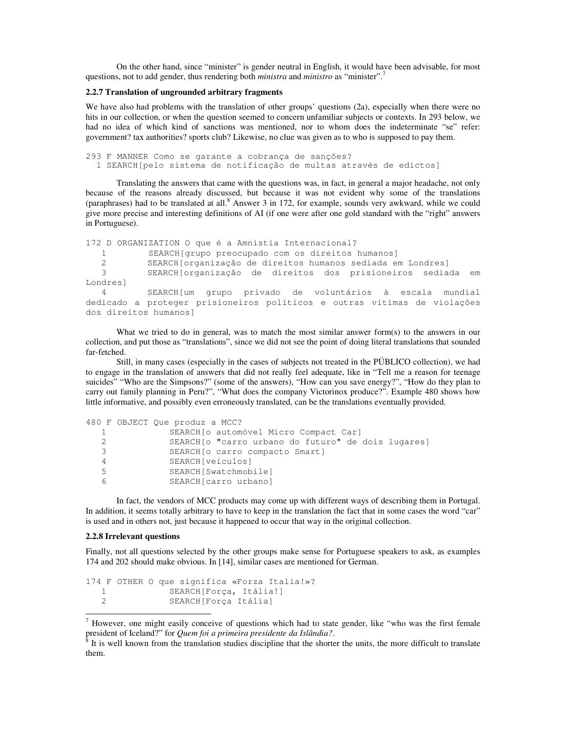On the other hand, since "minister" is gender neutral in English, it would have been advisable, for most questions, not to add gender, thus rendering both *ministra* and *ministro* as "minister".[7]

**2.2.7 Translation of ungrounded arbitrary fragments**

We have also had problems with the translation of other groups' questions (2a), especially when there were no hits in our collection, or when the question seemed to concern unfamiliar subjects or contexts. In 293 below, we had no idea of which kind of sanctions was mentioned, nor to whom does the indeterminate "se" refer: government? tax authorities? sports club? Likewise, no clue was given as to who is supposed to pay them.

```
293 F MANNER Como se garante a cobrança de sanções?
  1 SEARCH[pelo sistema de notificação de multas através de edictos]
```

Translating the answers that came with the questions was, in fact, in general a major headache, not only because of the reasons already discussed, but because it was not evident why some of the translations (paraphrases) had to be translated at all.[8] Answer 3 in 172, for example, sounds very awkward, while we could give more precise and interesting definitions of AI (if one were after one gold standard with the "right" answers in Portuguese).

```
172 D ORGANIZATION O que é a Amnistia Internacional?
   1        SEARCH[grupo preocupado com os direitos humanos]
   2        SEARCH[organização de direitos humanos sediada em Londres]
   3        SEARCH[organização de direitos dos prisioneiros sediada em Londres]
   4        SEARCH[um grupo privado de voluntários à escala mundial dedicado a proteger prisioneiros políticos e outras vítimas de violações dos direitos humanos]
```

What we tried to do in general, was to match the most similar answer form(s) to the answers in our collection, and put those as "translations", since we did not see the point of doing literal translations that sounded far-fetched.

Still, in many cases (especially in the cases of subjects not treated in the PÚBLICO collection), we had to engage in the translation of answers that did not really feel adequate, like in "Tell me a reason for teenage suicides" "Who are the Simpsons?" (some of the answers), "How can you save energy?", "How do they plan to carry out family planning in Peru?", "What does the company Victorinox produce?". Example 480 shows how little informative, and possibly even erroneously translated, can be the translations eventually provided.

```
480 F OBJECT Que produz a MCC?
   1            SEARCH[o automóvel Micro Compact Car]
   2            SEARCH[o "carro urbano do futuro" de dois lugares]
   3            SEARCH[o carro compacto Smart]
   4            SEARCH[veículos]
   5            SEARCH[Swatchmobile]
   6            SEARCH[carro urbano]
```

In fact, the vendors of MCC products may come up with different ways of describing them in Portugal. In addition, it seems totally arbitrary to have to keep in the translation the fact that in some cases the word "car" is used and in others not, just because it happened to occur that way in the original collection.

**2.2.8 Irrelevant questions**

Finally, not all questions selected by the other groups make sense for Portuguese speakers to ask, as examples 174 and 202 should make obvious. In [14], similar cases are mentioned for German.

```
174 F OTHER O que significa «Forza Italia!»?
   1            SEARCH[Força, Itália!]
   2            SEARCH[Força Itália]
```

---

[7] However, one might easily conceive of questions which had to state gender, like "who was the first female president of Iceland?" for *Quem foi a primeira presidente da Islândia?*.

[8] It is well known from the translation studies discipline that the shorter the units, the more difficult to translate them.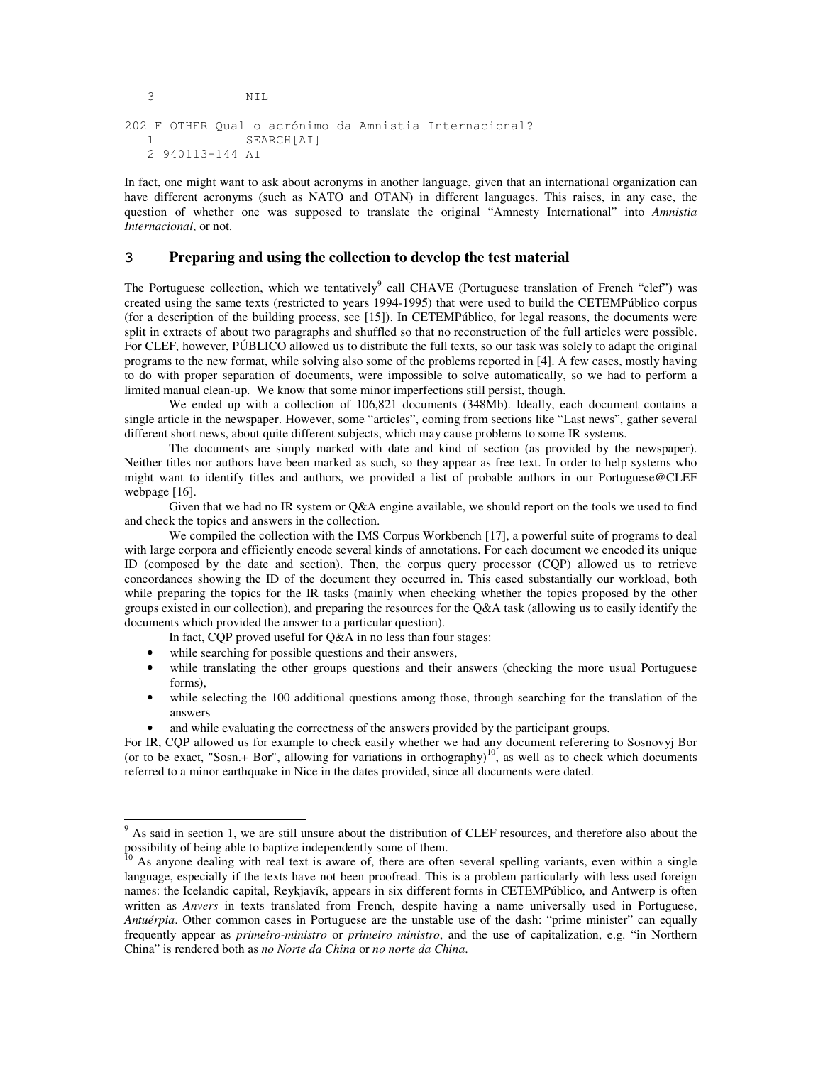```
   3            NIL

202 F OTHER Qual o acrónimo da Amnistia Internacional?
   1            SEARCH[AI]
   2 940113-144 AI
```

In fact, one might want to ask about acronyms in another language, given that an international organization can have different acronyms (such as NATO and OTAN) in different languages. This raises, in any case, the question of whether one was supposed to translate the original "Amnesty International" into *Amnistia Internacional*, or not.

## 3 Preparing and using the collection to develop the test material

The Portuguese collection, which we tentatively[9] call CHAVE (Portuguese translation of French "clef") was created using the same texts (restricted to years 1994-1995) that were used to build the CETEMPúblico corpus (for a description of the building process, see [15]). In CETEMPúblico, for legal reasons, the documents were split in extracts of about two paragraphs and shuffled so that no reconstruction of the full articles were possible. For CLEF, however, PÚBLICO allowed us to distribute the full texts, so our task was solely to adapt the original programs to the new format, while solving also some of the problems reported in [4]. A few cases, mostly having to do with proper separation of documents, were impossible to solve automatically, so we had to perform a limited manual clean-up. We know that some minor imperfections still persist, though.

We ended up with a collection of 106,821 documents (348Mb). Ideally, each document contains a single article in the newspaper. However, some "articles", coming from sections like "Last news", gather several different short news, about quite different subjects, which may cause problems to some IR systems.

The documents are simply marked with date and kind of section (as provided by the newspaper). Neither titles nor authors have been marked as such, so they appear as free text. In order to help systems who might want to identify titles and authors, we provided a list of probable authors in our Portuguese@CLEF webpage [16].

Given that we had no IR system or Q&A engine available, we should report on the tools we used to find and check the topics and answers in the collection.

We compiled the collection with the IMS Corpus Workbench [17], a powerful suite of programs to deal with large corpora and efficiently encode several kinds of annotations. For each document we encoded its unique ID (composed by the date and section). Then, the corpus query processor (CQP) allowed us to retrieve concordances showing the ID of the document they occurred in. This eased substantially our workload, both while preparing the topics for the IR tasks (mainly when checking whether the topics proposed by the other groups existed in our collection), and preparing the resources for the Q&A task (allowing us to easily identify the documents which provided the answer to a particular question).

In fact, CQP proved useful for Q&A in no less than four stages:

- while searching for possible questions and their answers,
- while translating the other groups questions and their answers (checking the more usual Portuguese forms),
- while selecting the 100 additional questions among those, through searching for the translation of the answers
- and while evaluating the correctness of the answers provided by the participant groups.

For IR, CQP allowed us for example to check easily whether we had any document referering to Sosnovyj Bor (or to be exact, "Sosn.+ Bor", allowing for variations in orthography)[10], as well as to check which documents referred to a minor earthquake in Nice in the dates provided, since all documents were dated.

---

[9] As said in section 1, we are still unsure about the distribution of CLEF resources, and therefore also about the possibility of being able to baptize independently some of them.

[10] As anyone dealing with real text is aware of, there are often several spelling variants, even within a single language, especially if the texts have not been proofread. This is a problem particularly with less used foreign names: the Icelandic capital, Reykjavík, appears in six different forms in CETEMPúblico, and Antwerp is often written as *Anvers* in texts translated from French, despite having a name universally used in Portuguese, *Antuérpia*. Other common cases in Portuguese are the unstable use of the dash: "prime minister" can equally frequently appear as *primeiro-ministro* or *primeiro ministro*, and the use of capitalization, e.g. "in Northern China" is rendered both as *no Norte da China* or *no norte da China*.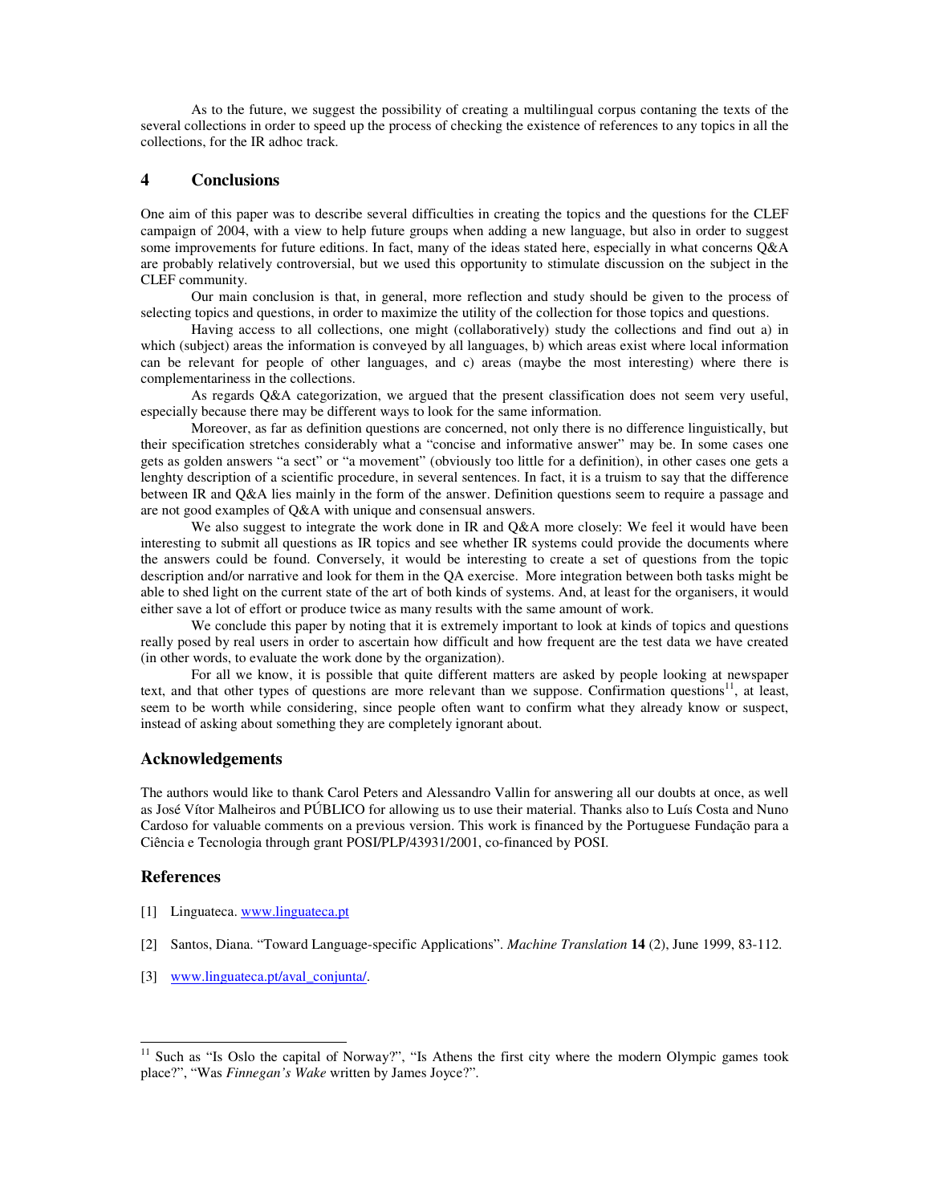As to the future, we suggest the possibility of creating a multilingual corpus contaning the texts of the several collections in order to speed up the process of checking the existence of references to any topics in all the collections, for the IR adhoc track.

## 4 Conclusions

One aim of this paper was to describe several difficulties in creating the topics and the questions for the CLEF campaign of 2004, with a view to help future groups when adding a new language, but also in order to suggest some improvements for future editions. In fact, many of the ideas stated here, especially in what concerns Q&A are probably relatively controversial, but we used this opportunity to stimulate discussion on the subject in the CLEF community.

Our main conclusion is that, in general, more reflection and study should be given to the process of selecting topics and questions, in order to maximize the utility of the collection for those topics and questions.

Having access to all collections, one might (collaboratively) study the collections and find out a) in which (subject) areas the information is conveyed by all languages, b) which areas exist where local information can be relevant for people of other languages, and c) areas (maybe the most interesting) where there is complementariness in the collections.

As regards Q&A categorization, we argued that the present classification does not seem very useful, especially because there may be different ways to look for the same information.

Moreover, as far as definition questions are concerned, not only there is no difference linguistically, but their specification stretches considerably what a "concise and informative answer" may be. In some cases one gets as golden answers "a sect" or "a movement" (obviously too little for a definition), in other cases one gets a lenghty description of a scientific procedure, in several sentences. In fact, it is a truism to say that the difference between IR and Q&A lies mainly in the form of the answer. Definition questions seem to require a passage and are not good examples of Q&A with unique and consensual answers.

We also suggest to integrate the work done in IR and Q&A more closely: We feel it would have been interesting to submit all questions as IR topics and see whether IR systems could provide the documents where the answers could be found. Conversely, it would be interesting to create a set of questions from the topic description and/or narrative and look for them in the QA exercise. More integration between both tasks might be able to shed light on the current state of the art of both kinds of systems. And, at least for the organisers, it would either save a lot of effort or produce twice as many results with the same amount of work.

We conclude this paper by noting that it is extremely important to look at kinds of topics and questions really posed by real users in order to ascertain how difficult and how frequent are the test data we have created (in other words, to evaluate the work done by the organization).

For all we know, it is possible that quite different matters are asked by people looking at newspaper text, and that other types of questions are more relevant than we suppose. Confirmation questions[11], at least, seem to be worth while considering, since people often want to confirm what they already know or suspect, instead of asking about something they are completely ignorant about.

## Acknowledgements

The authors would like to thank Carol Peters and Alessandro Vallin for answering all our doubts at once, as well as José Vítor Malheiros and PÚBLICO for allowing us to use their material. Thanks also to Luís Costa and Nuno Cardoso for valuable comments on a previous version. This work is financed by the Portuguese Fundação para a Ciência e Tecnologia through grant POSI/PLP/43931/2001, co-financed by POSI.

## References

[1] Linguateca. www.linguateca.pt

[2] Santos, Diana. "Toward Language-specific Applications". *Machine Translation* **14** (2), June 1999, 83-112.

[3] www.linguateca.pt/aval_conjunta/.

---

[11] Such as "Is Oslo the capital of Norway?", "Is Athens the first city where the modern Olympic games took place?", "Was *Finnegan's Wake* written by James Joyce?".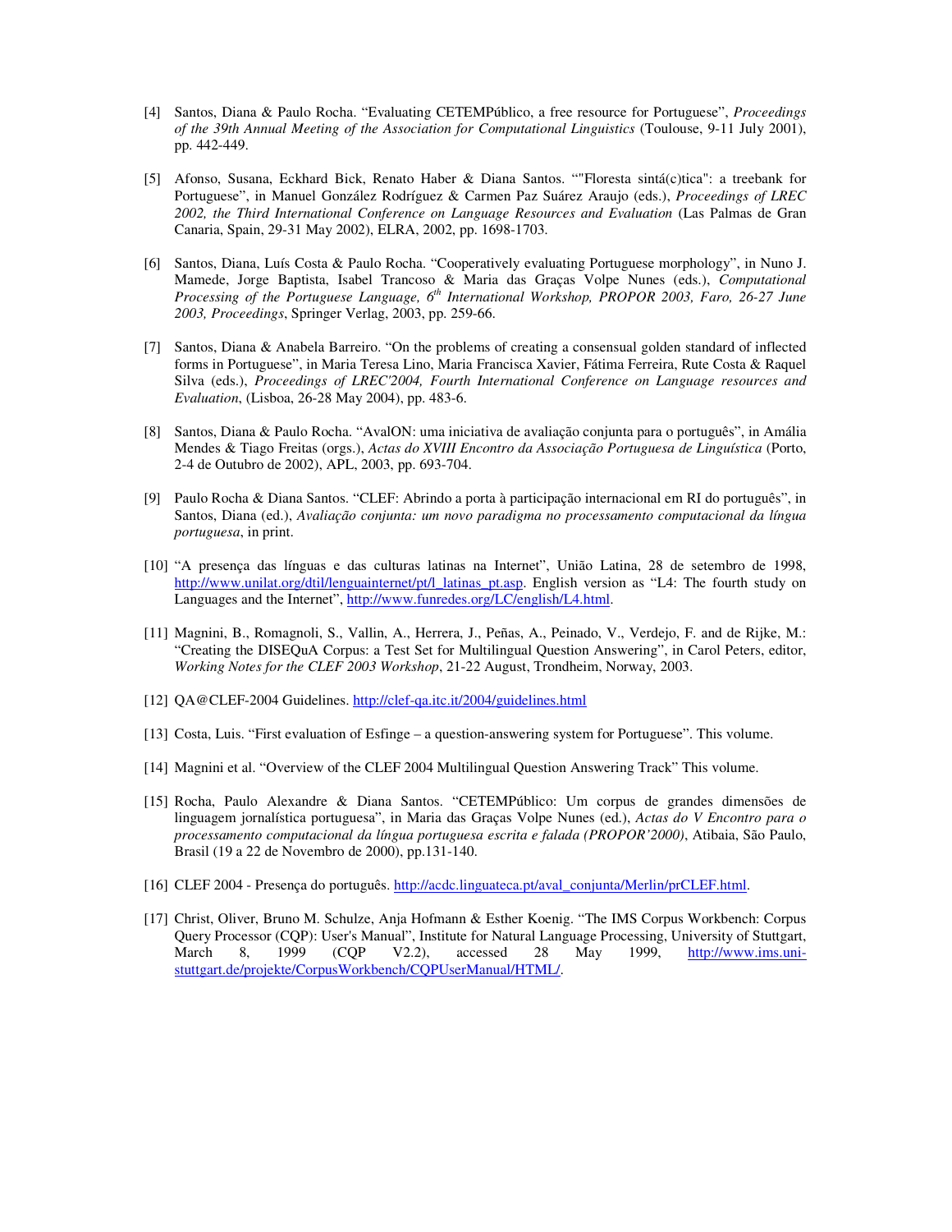[4] Santos, Diana & Paulo Rocha. "Evaluating CETEMPúblico, a free resource for Portuguese", *Proceedings of the 39th Annual Meeting of the Association for Computational Linguistics* (Toulouse, 9-11 July 2001), pp. 442-449.

[5] Afonso, Susana, Eckhard Bick, Renato Haber & Diana Santos. ""Floresta sintá(c)tica": a treebank for Portuguese", in Manuel González Rodríguez & Carmen Paz Suárez Araujo (eds.), *Proceedings of LREC 2002, the Third International Conference on Language Resources and Evaluation* (Las Palmas de Gran Canaria, Spain, 29-31 May 2002), ELRA, 2002, pp. 1698-1703.

[6] Santos, Diana, Luís Costa & Paulo Rocha. "Cooperatively evaluating Portuguese morphology", in Nuno J. Mamede, Jorge Baptista, Isabel Trancoso & Maria das Graças Volpe Nunes (eds.), *Computational Processing of the Portuguese Language, 6th International Workshop, PROPOR 2003, Faro, 26-27 June 2003, Proceedings*, Springer Verlag, 2003, pp. 259-66.

[7] Santos, Diana & Anabela Barreiro. "On the problems of creating a consensual golden standard of inflected forms in Portuguese", in Maria Teresa Lino, Maria Francisca Xavier, Fátima Ferreira, Rute Costa & Raquel Silva (eds.), *Proceedings of LREC'2004, Fourth International Conference on Language resources and Evaluation*, (Lisboa, 26-28 May 2004), pp. 483-6.

[8] Santos, Diana & Paulo Rocha. "AvalON: uma iniciativa de avaliação conjunta para o português", in Amália Mendes & Tiago Freitas (orgs.), *Actas do XVIII Encontro da Associação Portuguesa de Linguística* (Porto, 2-4 de Outubro de 2002), APL, 2003, pp. 693-704.

[9] Paulo Rocha & Diana Santos. "CLEF: Abrindo a porta à participação internacional em RI do português", in Santos, Diana (ed.), *Avaliação conjunta: um novo paradigma no processamento computacional da língua portuguesa*, in print.

[10] "A presença das línguas e das culturas latinas na Internet", União Latina, 28 de setembro de 1998, http://www.unilat.org/dtil/lenguainternet/pt/l_latinas_pt.asp. English version as "L4: The fourth study on Languages and the Internet", http://www.funredes.org/LC/english/L4.html.

[11] Magnini, B., Romagnoli, S., Vallin, A., Herrera, J., Peñas, A., Peinado, V., Verdejo, F. and de Rijke, M.: "Creating the DISEQuA Corpus: a Test Set for Multilingual Question Answering", in Carol Peters, editor, *Working Notes for the CLEF 2003 Workshop*, 21-22 August, Trondheim, Norway, 2003.

[12] QA@CLEF-2004 Guidelines. http://clef-qa.itc.it/2004/guidelines.html

[13] Costa, Luis. "First evaluation of Esfinge – a question-answering system for Portuguese". This volume.

[14] Magnini et al. "Overview of the CLEF 2004 Multilingual Question Answering Track" This volume.

[15] Rocha, Paulo Alexandre & Diana Santos. "CETEMPúblico: Um corpus de grandes dimensões de linguagem jornalística portuguesa", in Maria das Graças Volpe Nunes (ed.), *Actas do V Encontro para o processamento computacional da língua portuguesa escrita e falada (PROPOR'2000)*, Atibaia, São Paulo, Brasil (19 a 22 de Novembro de 2000), pp.131-140.

[16] CLEF 2004 - Presença do português. http://acdc.linguateca.pt/aval_conjunta/Merlin/prCLEF.html.

[17] Christ, Oliver, Bruno M. Schulze, Anja Hofmann & Esther Koenig. "The IMS Corpus Workbench: Corpus Query Processor (CQP): User's Manual", Institute for Natural Language Processing, University of Stuttgart, March 8, 1999 (CQP V2.2), accessed 28 May 1999, http://www.ims.uni-stuttgart.de/projekte/CorpusWorkbench/CQPUserManual/HTML/.